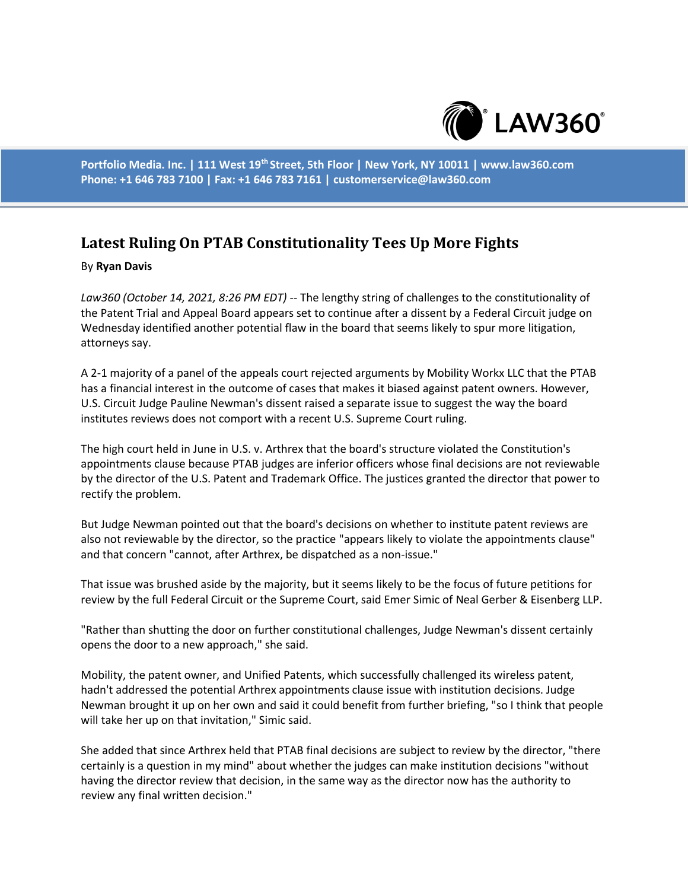Portfolio Media. Inc. | 111 West 19th Street, 5th Floor | New York, NY 10011 | www.law360.com
Phone: +1 646 783 7100 | Fax: +1 646 783 7161 | customerservice@law360.com

# Latest Ruling On PTAB Constitutionality Tees Up More Fights

By **Ryan Davis**

*Law360 (October 14, 2021, 8:26 PM EDT)* -- The lengthy string of challenges to the constitutionality of the Patent Trial and Appeal Board appears set to continue after a dissent by a Federal Circuit judge on Wednesday identified another potential flaw in the board that seems likely to spur more litigation, attorneys say.

A 2-1 majority of a panel of the appeals court rejected arguments by Mobility Workx LLC that the PTAB has a financial interest in the outcome of cases that makes it biased against patent owners. However, U.S. Circuit Judge Pauline Newman's dissent raised a separate issue to suggest the way the board institutes reviews does not comport with a recent U.S. Supreme Court ruling.

The high court held in June in U.S. v. Arthrex that the board's structure violated the Constitution's appointments clause because PTAB judges are inferior officers whose final decisions are not reviewable by the director of the U.S. Patent and Trademark Office. The justices granted the director that power to rectify the problem.

But Judge Newman pointed out that the board's decisions on whether to institute patent reviews are also not reviewable by the director, so the practice "appears likely to violate the appointments clause" and that concern "cannot, after Arthrex, be dispatched as a non-issue."

That issue was brushed aside by the majority, but it seems likely to be the focus of future petitions for review by the full Federal Circuit or the Supreme Court, said Emer Simic of Neal Gerber & Eisenberg LLP.

"Rather than shutting the door on further constitutional challenges, Judge Newman's dissent certainly opens the door to a new approach," she said.

Mobility, the patent owner, and Unified Patents, which successfully challenged its wireless patent, hadn't addressed the potential Arthrex appointments clause issue with institution decisions. Judge Newman brought it up on her own and said it could benefit from further briefing, "so I think that people will take her up on that invitation," Simic said.

She added that since Arthrex held that PTAB final decisions are subject to review by the director, "there certainly is a question in my mind" about whether the judges can make institution decisions "without having the director review that decision, in the same way as the director now has the authority to review any final written decision."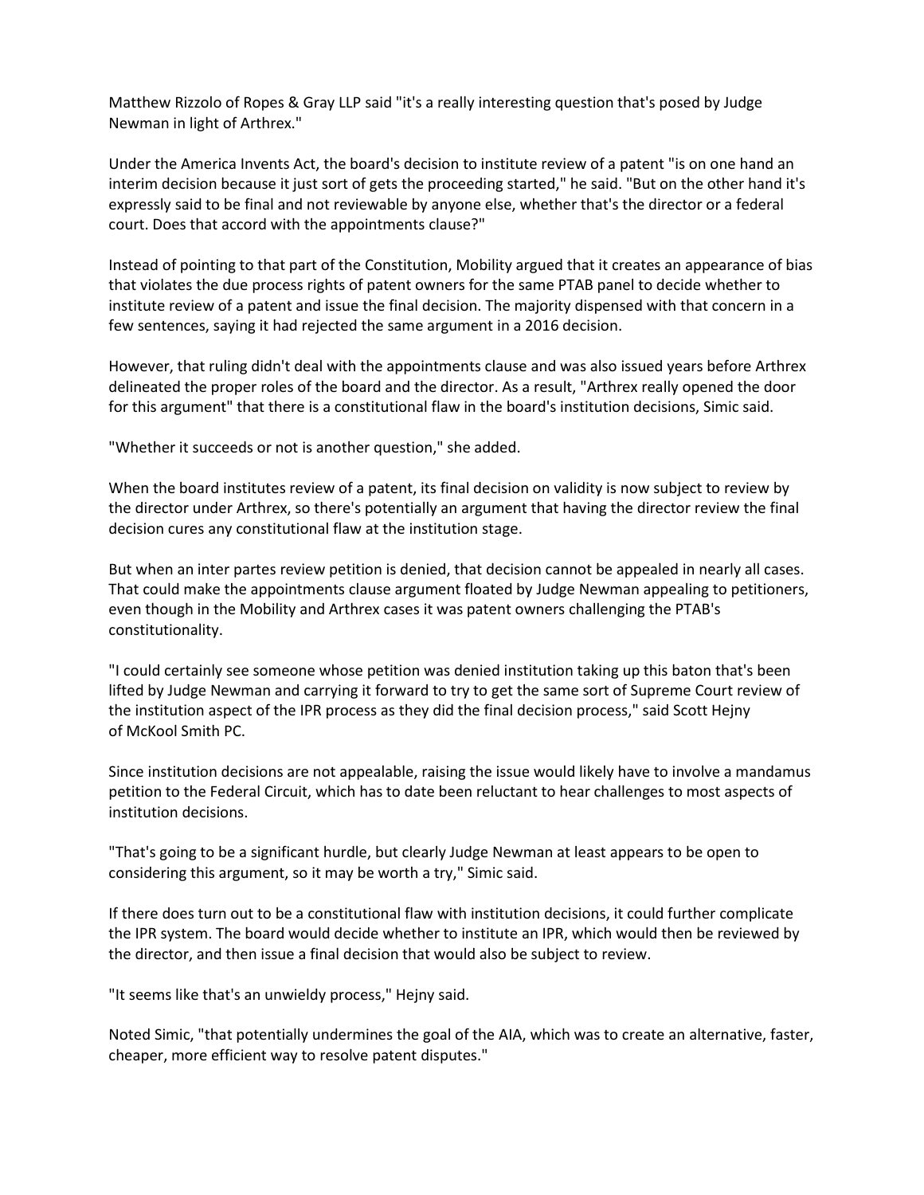Matthew Rizzolo of Ropes & Gray LLP said "it's a really interesting question that's posed by Judge Newman in light of Arthrex."

Under the America Invents Act, the board's decision to institute review of a patent "is on one hand an interim decision because it just sort of gets the proceeding started," he said. "But on the other hand it's expressly said to be final and not reviewable by anyone else, whether that's the director or a federal court. Does that accord with the appointments clause?"

Instead of pointing to that part of the Constitution, Mobility argued that it creates an appearance of bias that violates the due process rights of patent owners for the same PTAB panel to decide whether to institute review of a patent and issue the final decision. The majority dispensed with that concern in a few sentences, saying it had rejected the same argument in a 2016 decision.

However, that ruling didn't deal with the appointments clause and was also issued years before Arthrex delineated the proper roles of the board and the director. As a result, "Arthrex really opened the door for this argument" that there is a constitutional flaw in the board's institution decisions, Simic said.

"Whether it succeeds or not is another question," she added.

When the board institutes review of a patent, its final decision on validity is now subject to review by the director under Arthrex, so there's potentially an argument that having the director review the final decision cures any constitutional flaw at the institution stage.

But when an inter partes review petition is denied, that decision cannot be appealed in nearly all cases. That could make the appointments clause argument floated by Judge Newman appealing to petitioners, even though in the Mobility and Arthrex cases it was patent owners challenging the PTAB's constitutionality.

"I could certainly see someone whose petition was denied institution taking up this baton that's been lifted by Judge Newman and carrying it forward to try to get the same sort of Supreme Court review of the institution aspect of the IPR process as they did the final decision process," said Scott Hejny of McKool Smith PC.

Since institution decisions are not appealable, raising the issue would likely have to involve a mandamus petition to the Federal Circuit, which has to date been reluctant to hear challenges to most aspects of institution decisions.

"That's going to be a significant hurdle, but clearly Judge Newman at least appears to be open to considering this argument, so it may be worth a try," Simic said.

If there does turn out to be a constitutional flaw with institution decisions, it could further complicate the IPR system. The board would decide whether to institute an IPR, which would then be reviewed by the director, and then issue a final decision that would also be subject to review.

"It seems like that's an unwieldy process," Hejny said.

Noted Simic, "that potentially undermines the goal of the AIA, which was to create an alternative, faster, cheaper, more efficient way to resolve patent disputes."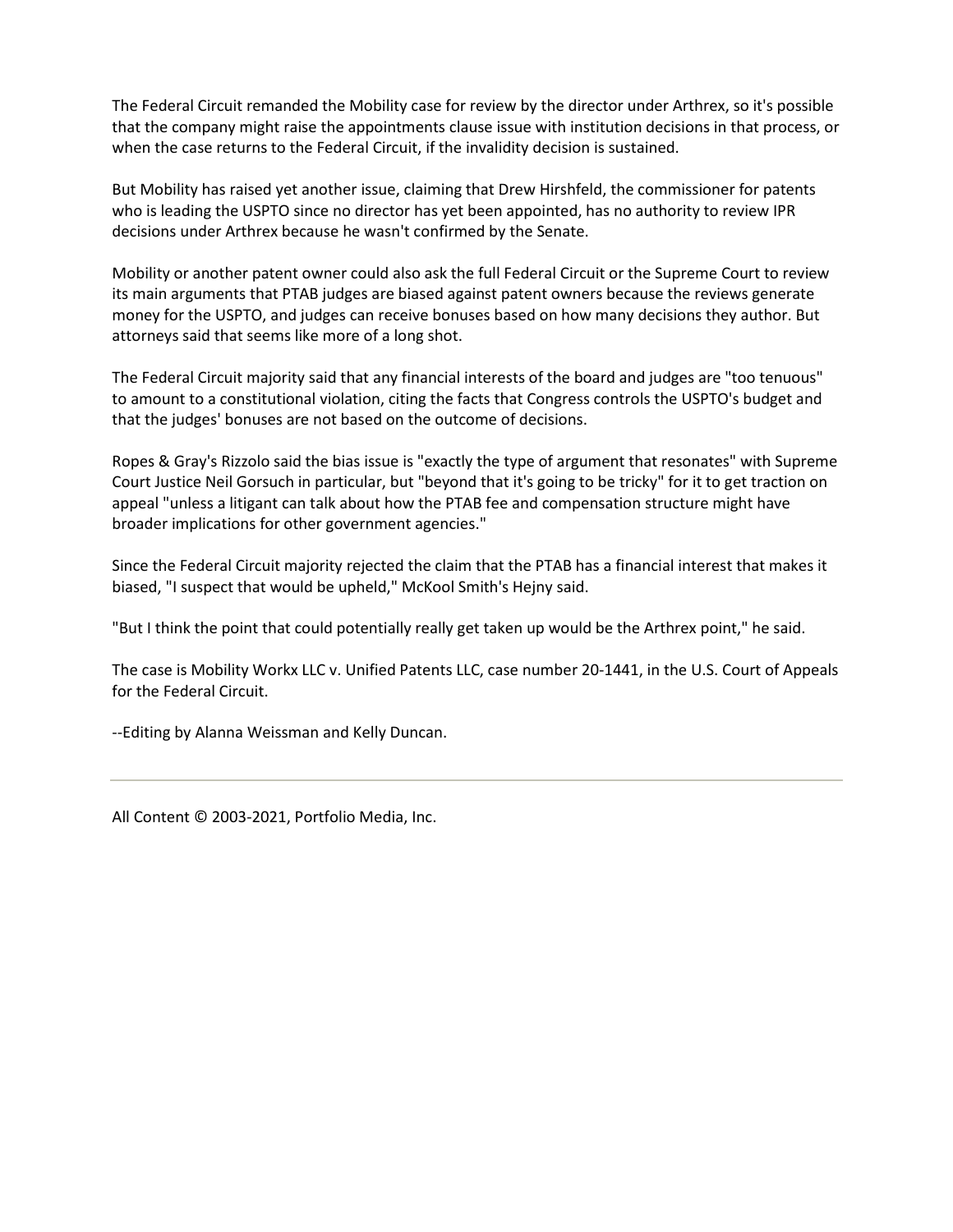The Federal Circuit remanded the Mobility case for review by the director under Arthrex, so it's possible that the company might raise the appointments clause issue with institution decisions in that process, or when the case returns to the Federal Circuit, if the invalidity decision is sustained.

But Mobility has raised yet another issue, claiming that Drew Hirshfeld, the commissioner for patents who is leading the USPTO since no director has yet been appointed, has no authority to review IPR decisions under Arthrex because he wasn't confirmed by the Senate.

Mobility or another patent owner could also ask the full Federal Circuit or the Supreme Court to review its main arguments that PTAB judges are biased against patent owners because the reviews generate money for the USPTO, and judges can receive bonuses based on how many decisions they author. But attorneys said that seems like more of a long shot.

The Federal Circuit majority said that any financial interests of the board and judges are "too tenuous" to amount to a constitutional violation, citing the facts that Congress controls the USPTO's budget and that the judges' bonuses are not based on the outcome of decisions.

Ropes & Gray's Rizzolo said the bias issue is "exactly the type of argument that resonates" with Supreme Court Justice Neil Gorsuch in particular, but "beyond that it's going to be tricky" for it to get traction on appeal "unless a litigant can talk about how the PTAB fee and compensation structure might have broader implications for other government agencies."

Since the Federal Circuit majority rejected the claim that the PTAB has a financial interest that makes it biased, "I suspect that would be upheld," McKool Smith's Hejny said.

"But I think the point that could potentially really get taken up would be the Arthrex point," he said.

The case is Mobility Workx LLC v. Unified Patents LLC, case number 20-1441, in the U.S. Court of Appeals for the Federal Circuit.

--Editing by Alanna Weissman and Kelly Duncan.

---

All Content © 2003-2021, Portfolio Media, Inc.